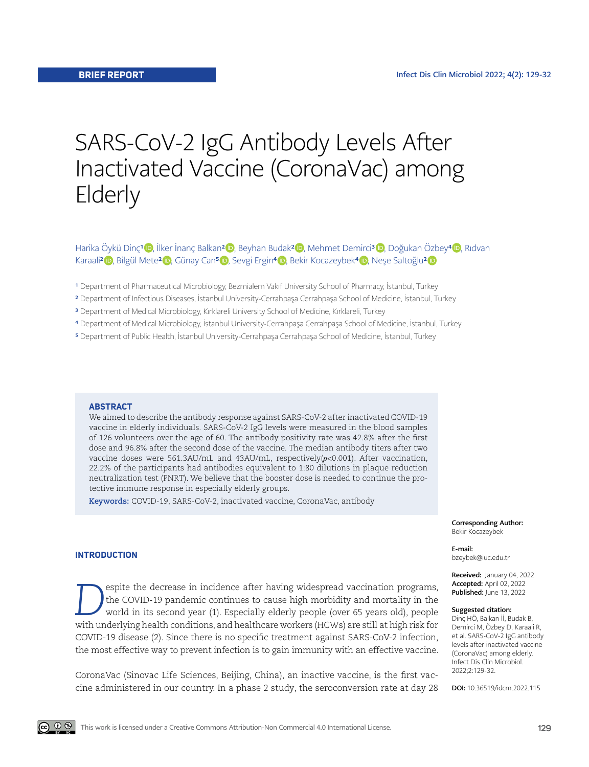BRIEF REPORT

# SARS-CoV-2 IgG Antibody Levels After Inactivated Vaccine (CoronaVac) among Elderly

Harika Öykü Dinç[1], İlker İnanç Balkan[2], Beyhan Budak[2], Mehmet Demirci[3], Doğukan Özbey[4], Rıdvan Karaali[2], Bilgül Mete[2], Günay Can[5], Sevgi Ergin[4], Bekir Kocazeybek[4], Neşe Saltoğlu[2]

[1] Department of Pharmaceutical Microbiology, Bezmialem Vakıf University School of Pharmacy, İstanbul, Turkey
[2] Department of Infectious Diseases, İstanbul University-Cerrahpaşa Cerrahpaşa School of Medicine, İstanbul, Turkey
[3] Department of Medical Microbiology, Kırklareli University School of Medicine, Kırklareli, Turkey
[4] Department of Medical Microbiology, İstanbul University-Cerrahpaşa Cerrahpaşa School of Medicine, İstanbul, Turkey
[5] Department of Public Health, İstanbul University-Cerrahpaşa Cerrahpaşa School of Medicine, İstanbul, Turkey

## ABSTRACT

We aimed to describe the antibody response against SARS-CoV-2 after inactivated COVID-19 vaccine in elderly individuals. SARS-CoV-2 IgG levels were measured in the blood samples of 126 volunteers over the age of 60. The antibody positivity rate was 42.8% after the first dose and 96.8% after the second dose of the vaccine. The median antibody titers after two vaccine doses were 561.3AU/mL and 43AU/mL, respectively($p$<0.001). After vaccination, 22.2% of the participants had antibodies equivalent to 1:80 dilutions in plaque reduction neutralization test (PNRT). We believe that the booster dose is needed to continue the protective immune response in especially elderly groups.

**Keywords:** COVID-19, SARS-CoV-2, inactivated vaccine, CoronaVac, antibody

**Corresponding Author:**
Bekir Kocazeybek

**E-mail:**
bzeybek@iuc.edu.tr

**Received:** January 04, 2022
**Accepted:** April 02, 2022
**Published:** June 13, 2022

**Suggested citation:**
Dinç HÖ, Balkan İİ, Budak B, Demirci M, Özbey D, Karaali R, et al. SARS-CoV-2 IgG antibody levels after inactivated vaccine (CoronaVac) among elderly. Infect Dis Clin Microbiol. 2022;2:129-32.

**DOI:** 10.36519/idcm.2022.115

## INTRODUCTION

Despite the decrease in incidence after having widespread vaccination programs, the COVID-19 pandemic continues to cause high morbidity and mortality in the world in its second year (1). Especially elderly people (over 65 years old), people with underlying health conditions, and healthcare workers (HCWs) are still at high risk for COVID-19 disease (2). Since there is no specific treatment against SARS-CoV-2 infection, the most effective way to prevent infection is to gain immunity with an effective vaccine.

CoronaVac (Sinovac Life Sciences, Beijing, China), an inactive vaccine, is the first vaccine administered in our country. In a phase 2 study, the seroconversion rate at day 28

This work is licensed under a Creative Commons Attribution-Non Commercial 4.0 International License.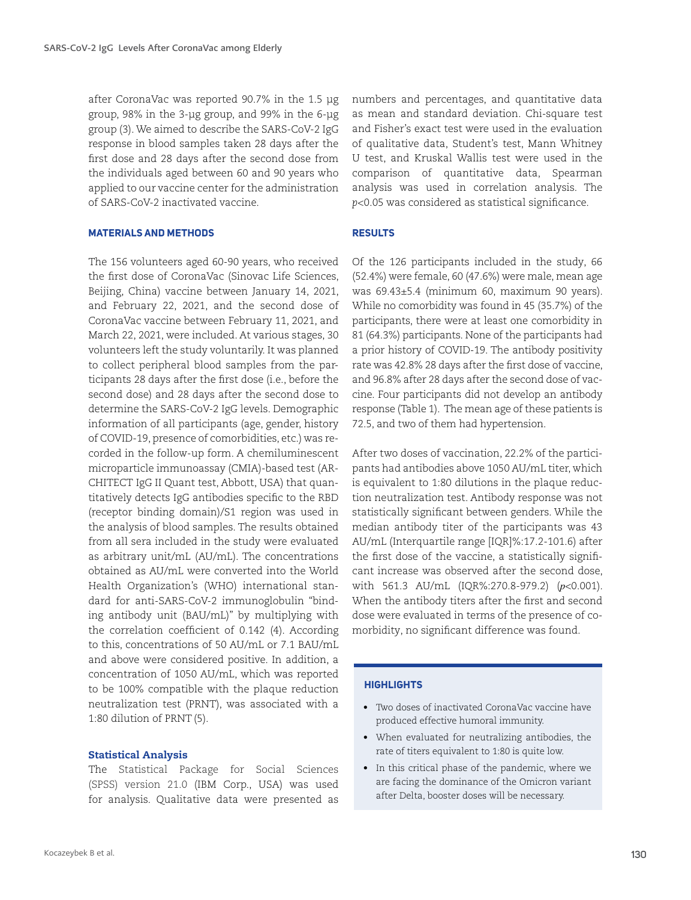after CoronaVac was reported 90.7% in the 1.5 µg group, 98% in the 3-µg group, and 99% in the 6-µg group (3). We aimed to describe the SARS-CoV-2 IgG response in blood samples taken 28 days after the first dose and 28 days after the second dose from the individuals aged between 60 and 90 years who applied to our vaccine center for the administration of SARS-CoV-2 inactivated vaccine.

## MATERIALS AND METHODS

The 156 volunteers aged 60-90 years, who received the first dose of CoronaVac (Sinovac Life Sciences, Beijing, China) vaccine between January 14, 2021, and February 22, 2021, and the second dose of CoronaVac vaccine between February 11, 2021, and March 22, 2021, were included. At various stages, 30 volunteers left the study voluntarily. It was planned to collect peripheral blood samples from the participants 28 days after the first dose (i.e., before the second dose) and 28 days after the second dose to determine the SARS-CoV-2 IgG levels. Demographic information of all participants (age, gender, history of COVID-19, presence of comorbidities, etc.) was recorded in the follow-up form. A chemiluminescent microparticle immunoassay (CMIA)-based test (ARCHITECT IgG II Quant test, Abbott, USA) that quantitatively detects IgG antibodies specific to the RBD (receptor binding domain)/S1 region was used in the analysis of blood samples. The results obtained from all sera included in the study were evaluated as arbitrary unit/mL (AU/mL). The concentrations obtained as AU/mL were converted into the World Health Organization's (WHO) international standard for anti-SARS-CoV-2 immunoglobulin "binding antibody unit (BAU/mL)" by multiplying with the correlation coefficient of 0.142 (4). According to this, concentrations of 50 AU/mL or 7.1 BAU/mL and above were considered positive. In addition, a concentration of 1050 AU/mL, which was reported to be 100% compatible with the plaque reduction neutralization test (PRNT), was associated with a 1:80 dilution of PRNT (5).

### Statistical Analysis

The Statistical Package for Social Sciences (SPSS) version 21.0 (IBM Corp., USA) was used for analysis. Qualitative data were presented as numbers and percentages, and quantitative data as mean and standard deviation. Chi-square test and Fisher's exact test were used in the evaluation of qualitative data, Student's test, Mann Whitney U test, and Kruskal Wallis test were used in the comparison of quantitative data, Spearman analysis was used in correlation analysis. The $p<0.05$ was considered as statistical significance.

## RESULTS

Of the 126 participants included in the study, 66 (52.4%) were female, 60 (47.6%) were male, mean age was 69.43±5.4 (minimum 60, maximum 90 years). While no comorbidity was found in 45 (35.7%) of the participants, there were at least one comorbidity in 81 (64.3%) participants. None of the participants had a prior history of COVID-19. The antibody positivity rate was 42.8% 28 days after the first dose of vaccine, and 96.8% after 28 days after the second dose of vaccine. Four participants did not develop an antibody response (Table 1). The mean age of these patients is 72.5, and two of them had hypertension.

After two doses of vaccination, 22.2% of the participants had antibodies above 1050 AU/mL titer, which is equivalent to 1:80 dilutions in the plaque reduction neutralization test. Antibody response was not statistically significant between genders. While the median antibody titer of the participants was 43 AU/mL (Interquartile range [IQR]%:17.2-101.6) after the first dose of the vaccine, a statistically significant increase was observed after the second dose, with 561.3 AU/mL (IQR%:270.8-979.2) ($p<0.001$). When the antibody titers after the first and second dose were evaluated in terms of the presence of comorbidity, no significant difference was found.

### HIGHLIGHTS

- Two doses of inactivated CoronaVac vaccine have produced effective humoral immunity.
- When evaluated for neutralizing antibodies, the rate of titers equivalent to 1:80 is quite low.
- In this critical phase of the pandemic, where we are facing the dominance of the Omicron variant after Delta, booster doses will be necessary.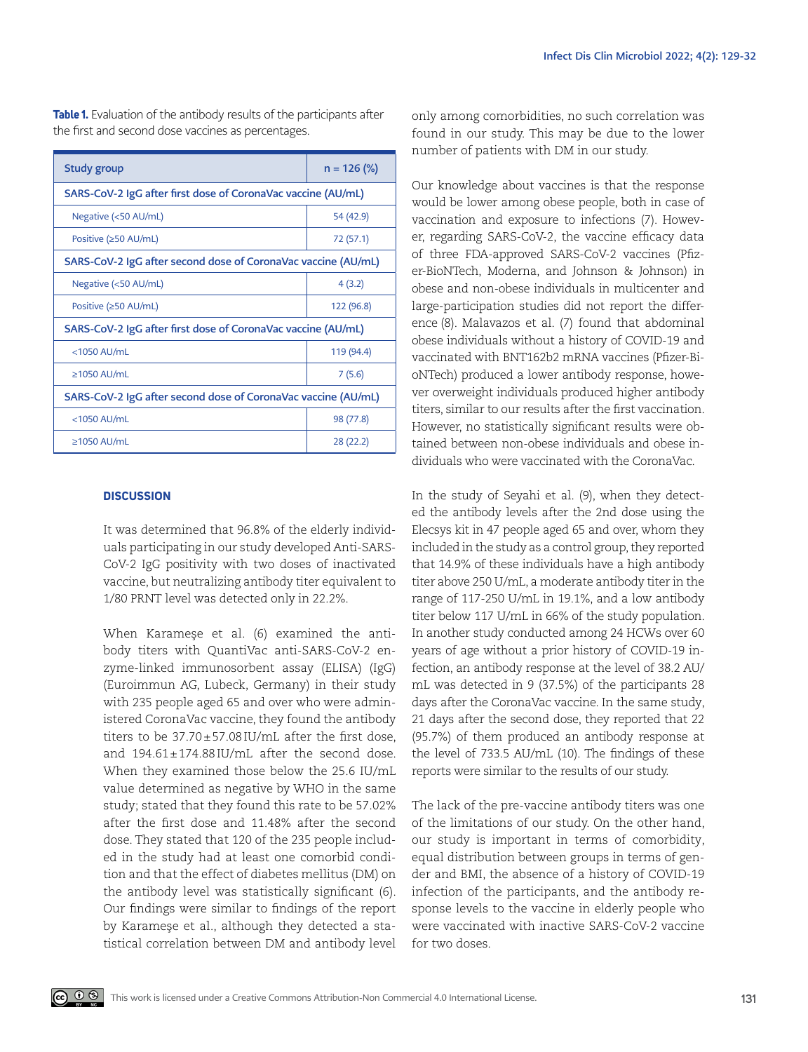**Table 1.** Evaluation of the antibody results of the participants after the first and second dose vaccines as percentages.

| Study group | n = 126 (%) |
|---|---|
| **SARS-CoV-2 IgG after first dose of CoronaVac vaccine (AU/mL)** | |
| Negative (<50 AU/mL) | 54 (42.9) |
| Positive (≥50 AU/mL) | 72 (57.1) |
| **SARS-CoV-2 IgG after second dose of CoronaVac vaccine (AU/mL)** | |
| Negative (<50 AU/mL) | 4 (3.2) |
| Positive (≥50 AU/mL) | 122 (96.8) |
| **SARS-CoV-2 IgG after first dose of CoronaVac vaccine (AU/mL)** | |
| <1050 AU/mL | 119 (94.4) |
| ≥1050 AU/mL | 7 (5.6) |
| **SARS-CoV-2 IgG after second dose of CoronaVac vaccine (AU/mL)** | |
| <1050 AU/mL | 98 (77.8) |
| ≥1050 AU/mL | 28 (22.2) |

## DISCUSSION

It was determined that 96.8% of the elderly individuals participating in our study developed Anti-SARS-CoV-2 IgG positivity with two doses of inactivated vaccine, but neutralizing antibody titer equivalent to 1/80 PRNT level was detected only in 22.2%.

When Karameşe et al. (6) examined the antibody titers with QuantiVac anti-SARS-CoV-2 enzyme-linked immunosorbent assay (ELISA) (IgG) (Euroimmun AG, Lubeck, Germany) in their study with 235 people aged 65 and over who were administered CoronaVac vaccine, they found the antibody titers to be 37.70±57.08 IU/mL after the first dose, and 194.61±174.88 IU/mL after the second dose. When they examined those below the 25.6 IU/mL value determined as negative by WHO in the same study; stated that they found this rate to be 57.02% after the first dose and 11.48% after the second dose. They stated that 120 of the 235 people included in the study had at least one comorbid condition and that the effect of diabetes mellitus (DM) on the antibody level was statistically significant (6). Our findings were similar to findings of the report by Karameşe et al., although they detected a statistical correlation between DM and antibody level only among comorbidities, no such correlation was found in our study. This may be due to the lower number of patients with DM in our study.

Our knowledge about vaccines is that the response would be lower among obese people, both in case of vaccination and exposure to infections (7). However, regarding SARS-CoV-2, the vaccine efficacy data of three FDA-approved SARS-CoV-2 vaccines (Pfizer-BioNTech, Moderna, and Johnson & Johnson) in obese and non-obese individuals in multicenter and large-participation studies did not report the difference (8). Malavazos et al. (7) found that abdominal obese individuals without a history of COVID-19 and vaccinated with BNT162b2 mRNA vaccines (Pfizer-BioNTech) produced a lower antibody response, however overweight individuals produced higher antibody titers, similar to our results after the first vaccination. However, no statistically significant results were obtained between non-obese individuals and obese individuals who were vaccinated with the CoronaVac.

In the study of Seyahi et al. (9), when they detected the antibody levels after the 2nd dose using the Elecsys kit in 47 people aged 65 and over, whom they included in the study as a control group, they reported that 14.9% of these individuals have a high antibody titer above 250 U/mL, a moderate antibody titer in the range of 117-250 U/mL in 19.1%, and a low antibody titer below 117 U/mL in 66% of the study population. In another study conducted among 24 HCWs over 60 years of age without a prior history of COVID-19 infection, an antibody response at the level of 38.2 AU/mL was detected in 9 (37.5%) of the participants 28 days after the CoronaVac vaccine. In the same study, 21 days after the second dose, they reported that 22 (95.7%) of them produced an antibody response at the level of 733.5 AU/mL (10). The findings of these reports were similar to the results of our study.

The lack of the pre-vaccine antibody titers was one of the limitations of our study. On the other hand, our study is important in terms of comorbidity, equal distribution between groups in terms of gender and BMI, the absence of a history of COVID-19 infection of the participants, and the antibody response levels to the vaccine in elderly people who were vaccinated with inactive SARS-CoV-2 vaccine for two doses.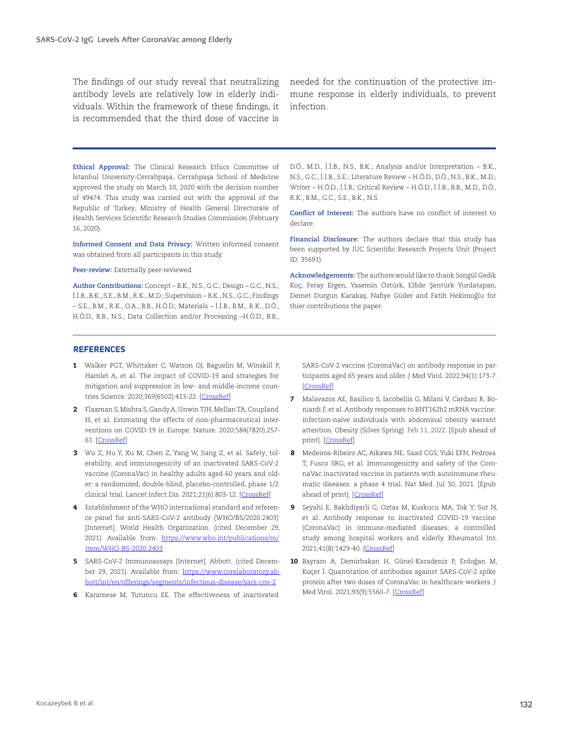The findings of our study reveal that neutralizing antibody levels are relatively low in elderly individuals. Within the framework of these findings, it is recommended that the third dose of vaccine is needed for the continuation of the protective immune response in elderly individuals, to prevent infection.

---

**Ethical Approval:** The Clinical Research Ethics Committee of İstanbul University-Cerrahpaşa, Cerrahpaşa School of Medicine approved the study on March 10, 2020 with the decision number of 49474. This study was carried out with the approval of the Republic of Turkey, Ministry of Health General Directorate of Health Services Scientific Research Studies Commission (February 16, 2020).

**Informed Consent and Data Privacy:** Written informed consent was obtained from all participants in this study.

**Peer-review:** Externally peer-reviewed

**Author Contributions:** Concept – B.K., N.S., G.C.; Design – G.C., N.S., İ.İ.B., B.K., S.E., B.M., R.K., M.D.; Supervision – B.K., N.S., G.C.; Findings – S.E., B.M., R.K., O.A., B.B., H.Ö.D.; Materials – İ.İ.B., B.M., R.K., D.Ö., H.Ö.D., B.B., N.S.; Data Collection and/or Processing –H.Ö.D., B.B., D.Ö., M.D., İ.İ.B., N.S., B.K.; Analysis and/or Interpretation – B.K., N.S., G.C., İ.İ.B., S.E.; Literature Review – H.Ö.D., D.Ö., N.S., B.K., M.D.; Writer – H.Ö.D., İ.İ.B.; Critical Review – H.Ö.D., İ.İ.B., B.B., M.D., D.Ö., R.K., B.M., G.C., S.E., B.K., N.S.

**Conflict of Interest:** The authors have no conflict of interest to declare.

**Financial Disclosure:** The authors declare that this study has been supported by IUC Scientific Research Projects Unit (Project ID: 35691).

**Acknowledgements:** The authors would like to thank Songül Gedik Koç, Feray Ergen, Yasemin Öztürk, Elfide Şentürk Yurdatapan, Demet Durgun Karakaş, Nafiye Güder and Fatih Hekimoğlu for thier contributions the paper.

---

## REFERENCES

1. Walker PGT, Whittaker C, Watson OJ, Baguelin M, Winskill P, Hamlet A, et al. The impact of COVID-19 and strategies for mitigation and suppression in low- and middle-income countries Science. 2020;369(6502):413-22. [CrossRef]
2. Flaxman S, Mishra S, Gandy A, Unwin TJH, Mellan TA, Coupland H, et al. Estimating the effects of non-pharmaceutical interventions on COVID-19 in Europe. Nature. 2020;584(7820):257-61. [CrossRef]
3. Wu Z, Hu Y, Xu M, Chen Z, Yang W, Jiang Z, et al. Safety, tolerability, and immunogenicity of an inactivated SARS-CoV-2 vaccine (CoronaVac) in healthy adults aged 60 years and older: a randomized, double-blind, placebo-controlled, phase 1/2 clinical trial. Lancet Infect Dis. 2021;21(6):803-12. [CrossRef]
4. Establishment of the WHO international standard and reference panel for anti-SARS-CoV-2 antibody (WHO/BS/2020.2403) [Internet]. World Health Organization. (cited December 29, 2021). Available from: https://www.who.int/publications/m/item/WHO-BS-2020.2403
5. SARS-CoV-2 Immunoassays [Internet]. Abbott. (cited December 29, 2021). Available from: https://www.corelaboratory.abbott/int/en/offerings/segments/infectious-disease/sars-cov-2
6. Karamese M, Tutuncu EE. The effectiveness of inactivated SARS-CoV-2 vaccine (CoronaVac) on antibody response in participants aged 65 years and older. J Med Virol. 2022;94(1):173-7. [CrossRef]
7. Malavazos AE, Basilico S, Iacobellis G, Milani V, Cardani R, Boniardi F, et al. Antibody responses to BNT162b2 mRNA vaccine: infection-naïve individuals with abdominal obesity warrant attention. Obesity (Silver Spring). Feb 11, 2022. [Epub ahead of print]. [CrossRef]
8. Medeiros-Ribeiro AC, Aikawa NE, Saad CGS, Yuki EFN, Pedrosa T, Fusco SRG, et al. Immunogenicity and safety of the CoronaVac inactivated vaccine in patients with autoimmune rheumatic diseases: a phase 4 trial. Nat Med. Jul 30, 2021. [Epub ahead of print]. [CrossRef]
9. Seyahi E, Bakhdiyarli G, Oztas M, Kuskucu MA, Tok Y, Sut N, et al. Antibody response to inactivated COVID-19 vaccine (CoronaVac) in immune-mediated diseases: a controlled study among hospital workers and elderly. Rheumatol Int. 2021;41(8):1429-40. [CrossRef]
10. Bayram A, Demirbakan H, Günel-Karadeniz P, Erdoğan M, Koçer İ. Quantitation of antibodies against SARS-CoV-2 spike protein after two doses of CoronaVac in healthcare workers. J Med Virol. 2021;93(9):5560-7. [CrossRef]